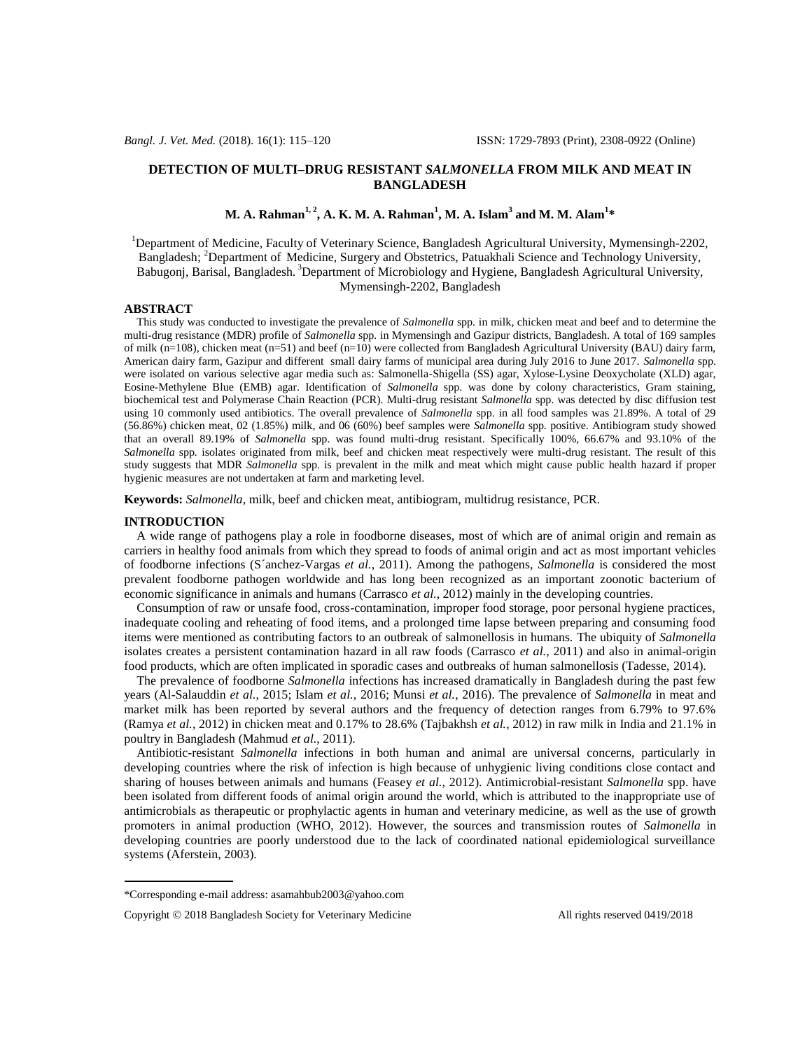# DETECTION OF MULTI–DRUG RESISTANT *SALMONELLA* FROM MILK AND MEAT IN BANGLADESH

**M. A. Rahman[1, 2], A. K. M. A. Rahman[1], M. A. Islam[3] and M. M. Alam[1]***

[1]Department of Medicine, Faculty of Veterinary Science, Bangladesh Agricultural University, Mymensingh-2202, Bangladesh; [2]Department of Medicine, Surgery and Obstetrics, Patuakhali Science and Technology University, Babugonj, Barisal, Bangladesh. [3]Department of Microbiology and Hygiene, Bangladesh Agricultural University, Mymensingh-2202, Bangladesh

## ABSTRACT

This study was conducted to investigate the prevalence of *Salmonella* spp. in milk, chicken meat and beef and to determine the multi-drug resistance (MDR) profile of *Salmonella* spp. in Mymensingh and Gazipur districts, Bangladesh. A total of 169 samples of milk (n=108), chicken meat (n=51) and beef (n=10) were collected from Bangladesh Agricultural University (BAU) dairy farm, American dairy farm, Gazipur and different small dairy farms of municipal area during July 2016 to June 2017. *Salmonella* spp. were isolated on various selective agar media such as: Salmonella-Shigella (SS) agar, Xylose-Lysine Deoxycholate (XLD) agar, Eosine-Methylene Blue (EMB) agar. Identification of *Salmonella* spp. was done by colony characteristics, Gram staining, biochemical test and Polymerase Chain Reaction (PCR). Multi-drug resistant *Salmonella* spp. was detected by disc diffusion test using 10 commonly used antibiotics. The overall prevalence of *Salmonella* spp. in all food samples was 21.89%. A total of 29 (56.86%) chicken meat, 02 (1.85%) milk, and 06 (60%) beef samples were *Salmonella* spp. positive. Antibiogram study showed that an overall 89.19% of *Salmonella* spp. was found multi-drug resistant. Specifically 100%, 66.67% and 93.10% of the *Salmonella* spp. isolates originated from milk, beef and chicken meat respectively were multi-drug resistant. The result of this study suggests that MDR *Salmonella* spp. is prevalent in the milk and meat which might cause public health hazard if proper hygienic measures are not undertaken at farm and marketing level.

**Keywords:** *Salmonella*, milk, beef and chicken meat, antibiogram, multidrug resistance, PCR.

## INTRODUCTION

A wide range of pathogens play a role in foodborne diseases, most of which are of animal origin and remain as carriers in healthy food animals from which they spread to foods of animal origin and act as most important vehicles of foodborne infections (S´anchez-Vargas *et al.*, 2011). Among the pathogens, *Salmonella* is considered the most prevalent foodborne pathogen worldwide and has long been recognized as an important zoonotic bacterium of economic significance in animals and humans (Carrasco *et al.*, 2012) mainly in the developing countries.

Consumption of raw or unsafe food, cross-contamination, improper food storage, poor personal hygiene practices, inadequate cooling and reheating of food items, and a prolonged time lapse between preparing and consuming food items were mentioned as contributing factors to an outbreak of salmonellosis in humans. The ubiquity of *Salmonella* isolates creates a persistent contamination hazard in all raw foods (Carrasco *et al.*, 2011) and also in animal-origin food products, which are often implicated in sporadic cases and outbreaks of human salmonellosis (Tadesse, 2014).

The prevalence of foodborne *Salmonella* infections has increased dramatically in Bangladesh during the past few years (Al-Salauddin *et al.*, 2015; Islam *et al.*, 2016; Munsi *et al.*, 2016). The prevalence of *Salmonella* in meat and market milk has been reported by several authors and the frequency of detection ranges from 6.79% to 97.6% (Ramya *et al.*, 2012) in chicken meat and 0.17% to 28.6% (Tajbakhsh *et al.*, 2012) in raw milk in India and 21.1% in poultry in Bangladesh (Mahmud *et al.*, 2011).

Antibiotic-resistant *Salmonella* infections in both human and animal are universal concerns, particularly in developing countries where the risk of infection is high because of unhygienic living conditions close contact and sharing of houses between animals and humans (Feasey *et al.*, 2012). Antimicrobial-resistant *Salmonella* spp. have been isolated from different foods of animal origin around the world, which is attributed to the inappropriate use of antimicrobials as therapeutic or prophylactic agents in human and veterinary medicine, as well as the use of growth promoters in animal production (WHO, 2012). However, the sources and transmission routes of *Salmonella* in developing countries are poorly understood due to the lack of coordinated national epidemiological surveillance systems (Aferstein, 2003).

*Corresponding e-mail address: asamahbub2003@yahoo.com

Copyright © 2018 Bangladesh Society for Veterinary Medicine All rights reserved 0419/2018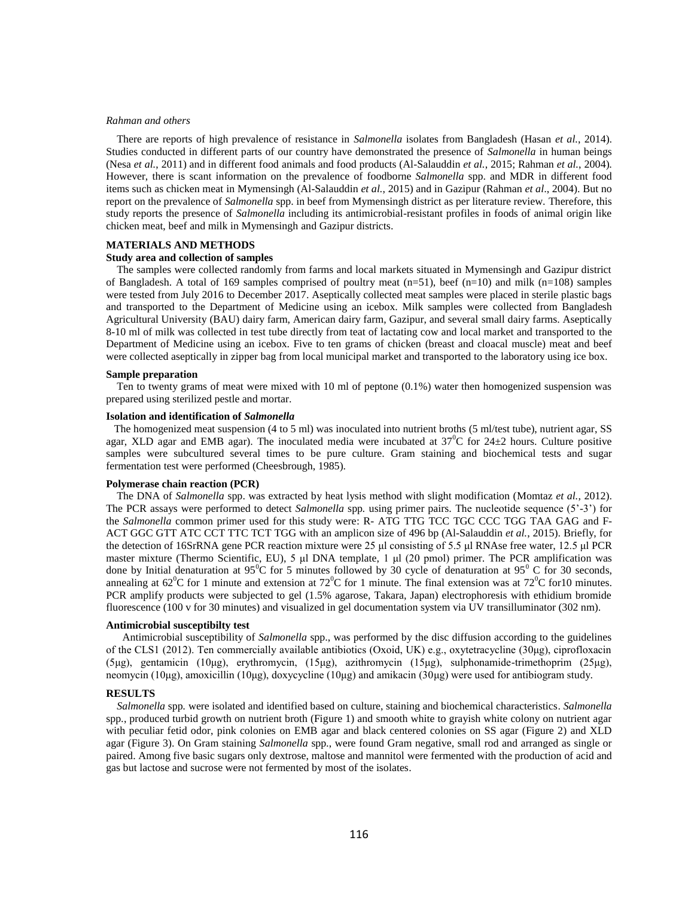There are reports of high prevalence of resistance in *Salmonella* isolates from Bangladesh (Hasan *et al.*, 2014). Studies conducted in different parts of our country have demonstrated the presence of *Salmonella* in human beings (Nesa *et al.*, 2011) and in different food animals and food products (Al-Salauddin *et al.*, 2015; Rahman *et al.*, 2004). However, there is scant information on the prevalence of foodborne *Salmonella* spp. and MDR in different food items such as chicken meat in Mymensingh (Al-Salauddin *et al.*, 2015) and in Gazipur (Rahman *et al*., 2004). But no report on the prevalence of *Salmonella* spp. in beef from Mymensingh district as per literature review. Therefore, this study reports the presence of *Salmonella* including its antimicrobial-resistant profiles in foods of animal origin like chicken meat, beef and milk in Mymensingh and Gazipur districts.

## MATERIALS AND METHODS

### Study area and collection of samples

The samples were collected randomly from farms and local markets situated in Mymensingh and Gazipur district of Bangladesh. A total of 169 samples comprised of poultry meat (n=51), beef (n=10) and milk (n=108) samples were tested from July 2016 to December 2017. Aseptically collected meat samples were placed in sterile plastic bags and transported to the Department of Medicine using an icebox. Milk samples were collected from Bangladesh Agricultural University (BAU) dairy farm, American dairy farm, Gazipur, and several small dairy farms. Aseptically 8-10 ml of milk was collected in test tube directly from teat of lactating cow and local market and transported to the Department of Medicine using an icebox. Five to ten grams of chicken (breast and cloacal muscle) meat and beef were collected aseptically in zipper bag from local municipal market and transported to the laboratory using ice box.

### Sample preparation

Ten to twenty grams of meat were mixed with 10 ml of peptone (0.1%) water then homogenized suspension was prepared using sterilized pestle and mortar.

### Isolation and identification of *Salmonella*

The homogenized meat suspension (4 to 5 ml) was inoculated into nutrient broths (5 ml/test tube), nutrient agar, SS agar, XLD agar and EMB agar). The inoculated media were incubated at $37^0$C for 24±2 hours. Culture positive samples were subcultured several times to be pure culture. Gram staining and biochemical tests and sugar fermentation test were performed (Cheesbrough, 1985).

### Polymerase chain reaction (PCR)

The DNA of *Salmonella* spp. was extracted by heat lysis method with slight modification (Momtaz *et al.*, 2012). The PCR assays were performed to detect *Salmonella* spp. using primer pairs. The nucleotide sequence (5'-3') for the *Salmonella* common primer used for this study were: R- ATG TTG TCC TGC CCC TGG TAA GAG and F-ACT GGC GTT ATC CCT TTC TCT TGG with an amplicon size of 496 bp (Al-Salauddin *et al.*, 2015). Briefly, for the detection of 16SrRNA gene PCR reaction mixture were 25 µl consisting of 5.5 µl RNAse free water, 12.5 µl PCR master mixture (Thermo Scientific, EU), 5 µl DNA template, 1 µl (20 pmol) primer. The PCR amplification was done by Initial denaturation at $95^0$C for 5 minutes followed by 30 cycle of denaturation at $95^0$ C for 30 seconds, annealing at $62^0$C for 1 minute and extension at $72^0$C for 1 minute. The final extension was at $72^0$C for10 minutes. PCR amplify products were subjected to gel (1.5% agarose, Takara, Japan) electrophoresis with ethidium bromide fluorescence (100 v for 30 minutes) and visualized in gel documentation system via UV transilluminator (302 nm).

### Antimicrobial susceptibilty test

Antimicrobial susceptibility of *Salmonella* spp., was performed by the disc diffusion according to the guidelines of the CLS1 (2012). Ten commercially available antibiotics (Oxoid, UK) e.g., oxytetracycline (30µg), ciprofloxacin (5µg), gentamicin (10µg), erythromycin, (15µg), azithromycin (15µg), sulphonamide-trimethoprim (25µg), neomycin (10µg), amoxicillin (10µg), doxycycline (10µg) and amikacin (30µg) were used for antibiogram study.

## RESULTS

*Salmonella* spp. were isolated and identified based on culture, staining and biochemical characteristics. *Salmonella* spp., produced turbid growth on nutrient broth (Figure 1) and smooth white to grayish white colony on nutrient agar with peculiar fetid odor, pink colonies on EMB agar and black centered colonies on SS agar (Figure 2) and XLD agar (Figure 3). On Gram staining *Salmonella* spp., were found Gram negative, small rod and arranged as single or paired. Among five basic sugars only dextrose, maltose and mannitol were fermented with the production of acid and gas but lactose and sucrose were not fermented by most of the isolates.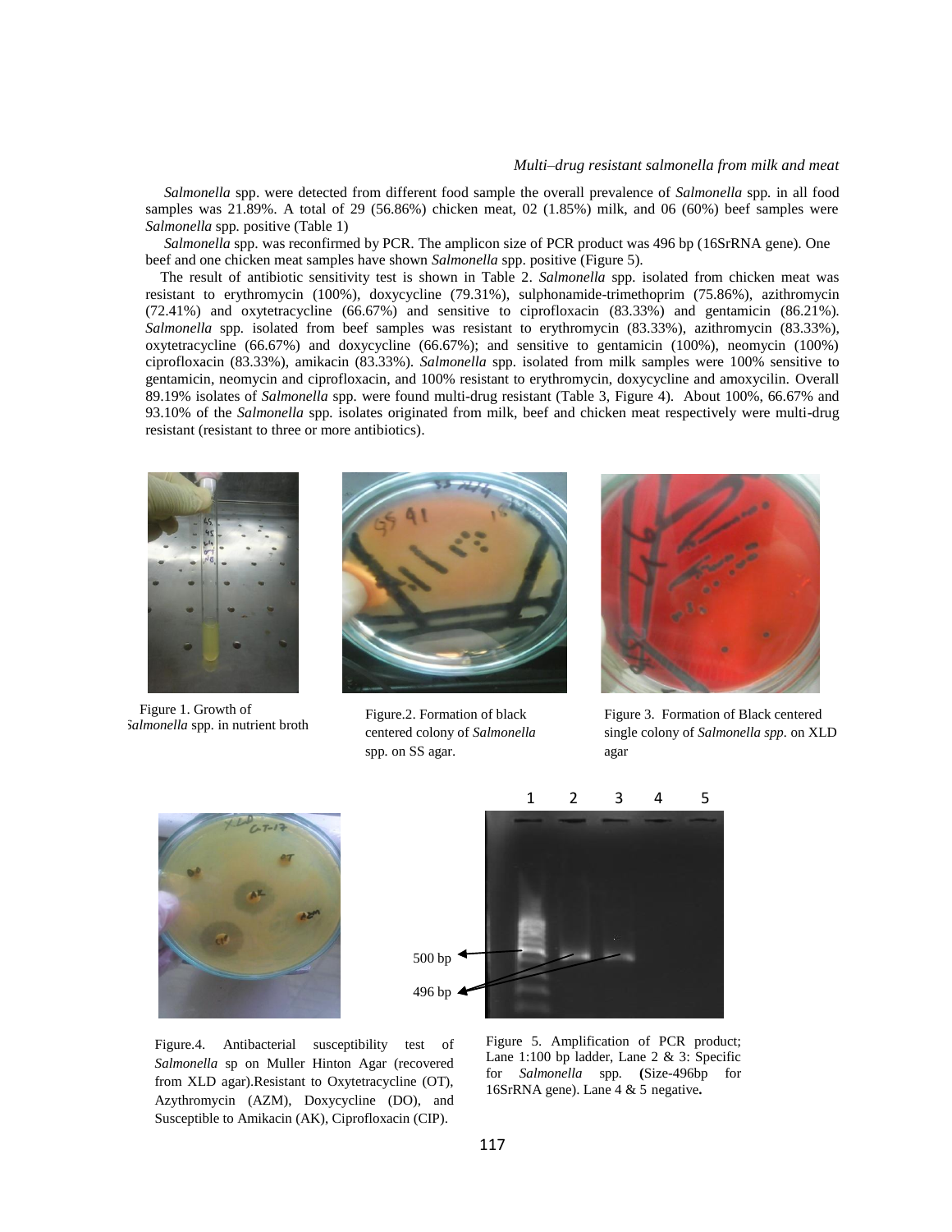*Salmonella* spp. were detected from different food sample the overall prevalence of *Salmonella* spp. in all food samples was 21.89%. A total of 29 (56.86%) chicken meat, 02 (1.85%) milk, and 06 (60%) beef samples were *Salmonella* spp. positive (Table 1)

*Salmonella* spp. was reconfirmed by PCR. The amplicon size of PCR product was 496 bp (16SrRNA gene). One beef and one chicken meat samples have shown *Salmonella* spp. positive (Figure 5).

The result of antibiotic sensitivity test is shown in Table 2. *Salmonella* spp. isolated from chicken meat was resistant to erythromycin (100%), doxycycline (79.31%), sulphonamide-trimethoprim (75.86%), azithromycin (72.41%) and oxytetracycline (66.67%) and sensitive to ciprofloxacin (83.33%) and gentamicin (86.21%). *Salmonella* spp. isolated from beef samples was resistant to erythromycin (83.33%), azithromycin (83.33%), oxytetracycline (66.67%) and doxycycline (66.67%); and sensitive to gentamicin (100%), neomycin (100%) ciprofloxacin (83.33%), amikacin (83.33%). *Salmonella* spp. isolated from milk samples were 100% sensitive to gentamicin, neomycin and ciprofloxacin, and 100% resistant to erythromycin, doxycycline and amoxycilin. Overall 89.19% isolates of *Salmonella* spp. were found multi-drug resistant (Table 3, Figure 4). About 100%, 66.67% and 93.10% of the *Salmonella* spp. isolates originated from milk, beef and chicken meat respectively were multi-drug resistant (resistant to three or more antibiotics).

Figure 1. Growth of *Salmonella* spp. in nutrient broth

Figure.2. Formation of black centered colony of *Salmonella* spp. on SS agar.

Figure 3. Formation of Black centered single colony of *Salmonella spp.* on XLD agar

Figure.4. Antibacterial susceptibility test of *Salmonella* sp on Muller Hinton Agar (recovered from XLD agar).Resistant to Oxytetracycline (OT), Azythromycin (AZM), Doxycycline (DO), and Susceptible to Amikacin (AK), Ciprofloxacin (CIP).

Figure 5. Amplification of PCR product; Lane 1:100 bp ladder, Lane 2 & 3: Specific for *Salmonella* spp. **(**Size-496bp for 16SrRNA gene). Lane 4 & 5 negative**.**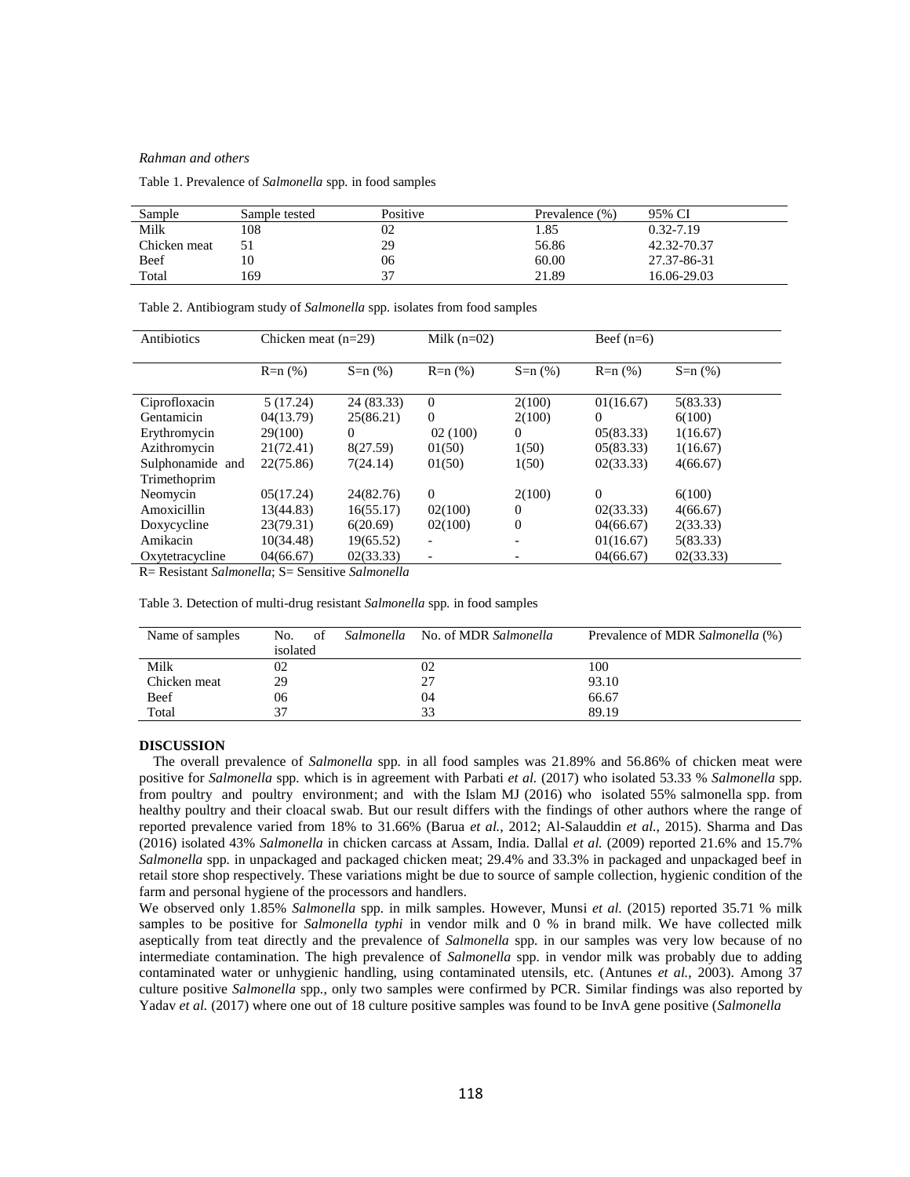Table 1. Prevalence of *Salmonella* spp. in food samples

| Sample | Sample tested | Positive | Prevalence (%) | 95% CI |
|---|---|---|---|---|
| Milk | 108 | 02 | 1.85 | 0.32-7.19 |
| Chicken meat | 51 | 29 | 56.86 | 42.32-70.37 |
| Beef | 10 | 06 | 60.00 | 27.37-86-31 |
| Total | 169 | 37 | 21.89 | 16.06-29.03 |

Table 2. Antibiogram study of *Salmonella* spp. isolates from food samples

| Antibiotics | Chicken meat (n=29) | | Milk (n=02) | | Beef (n=6) | |
|---|---|---|---|---|---|---|
| | R=n (%) | S=n (%) | R=n (%) | S=n (%) | R=n (%) | S=n (%) |
| Ciprofloxacin | 5 (17.24) | 24 (83.33) | 0 | 2(100) | 01(16.67) | 5(83.33) |
| Gentamicin | 04(13.79) | 25(86.21) | 0 | 2(100) | 0 | 6(100) |
| Erythromycin | 29(100) | 0 | 02 (100) | 0 | 05(83.33) | 1(16.67) |
| Azithromycin | 21(72.41) | 8(27.59) | 01(50) | 1(50) | 05(83.33) | 1(16.67) |
| Sulphonamide and Trimethoprim | 22(75.86) | 7(24.14) | 01(50) | 1(50) | 02(33.33) | 4(66.67) |
| Neomycin | 05(17.24) | 24(82.76) | 0 | 2(100) | 0 | 6(100) |
| Amoxicillin | 13(44.83) | 16(55.17) | 02(100) | 0 | 02(33.33) | 4(66.67) |
| Doxycycline | 23(79.31) | 6(20.69) | 02(100) | 0 | 04(66.67) | 2(33.33) |
| Amikacin | 10(34.48) | 19(65.52) | - | - | 01(16.67) | 5(83.33) |
| Oxytetracycline | 04(66.67) | 02(33.33) | - | - | 04(66.67) | 02(33.33) |

R= Resistant *Salmonella*; S= Sensitive *Salmonella*

Table 3. Detection of multi-drug resistant *Salmonella* spp. in food samples

| Name of samples | No. of *Salmonella* isolated | No. of MDR *Salmonella* | Prevalence of MDR *Salmonella* (%) |
|---|---|---|---|
| Milk | 02 | 02 | 100 |
| Chicken meat | 29 | 27 | 93.10 |
| Beef | 06 | 04 | 66.67 |
| Total | 37 | 33 | 89.19 |

## DISCUSSION

The overall prevalence of *Salmonella* spp. in all food samples was 21.89% and 56.86% of chicken meat were positive for *Salmonella* spp. which is in agreement with Parbati *et al.* (2017) who isolated 53.33 % *Salmonella* spp. from poultry and poultry environment; and with the Islam MJ (2016) who isolated 55% salmonella spp. from healthy poultry and their cloacal swab. But our result differs with the findings of other authors where the range of reported prevalence varied from 18% to 31.66% (Barua *et al.*, 2012; Al-Salauddin *et al.*, 2015). Sharma and Das (2016) isolated 43% *Salmonella* in chicken carcass at Assam, India. Dallal *et al.* (2009) reported 21.6% and 15.7% *Salmonella* spp. in unpackaged and packaged chicken meat; 29.4% and 33.3% in packaged and unpackaged beef in retail store shop respectively. These variations might be due to source of sample collection, hygienic condition of the farm and personal hygiene of the processors and handlers.

We observed only 1.85% *Salmonella* spp. in milk samples. However, Munsi *et al.* (2015) reported 35.71 % milk samples to be positive for *Salmonella typhi* in vendor milk and 0 % in brand milk. We have collected milk aseptically from teat directly and the prevalence of *Salmonella* spp. in our samples was very low because of no intermediate contamination. The high prevalence of *Salmonella* spp. in vendor milk was probably due to adding contaminated water or unhygienic handling, using contaminated utensils, etc. (Antunes *et al.*, 2003). Among 37 culture positive *Salmonella* spp., only two samples were confirmed by PCR. Similar findings was also reported by Yadav *et al.* (2017) where one out of 18 culture positive samples was found to be InvA gene positive (*Salmonella*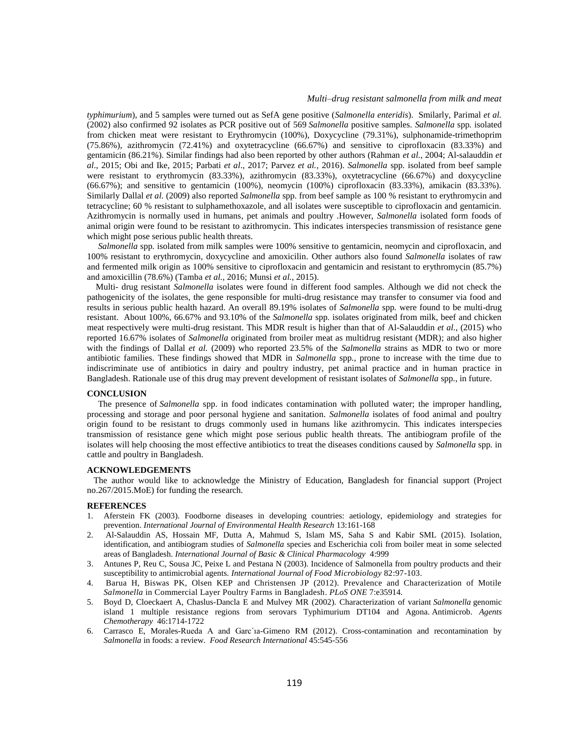*typhimurium*), and 5 samples were turned out as SefA gene positive (*Salmonella enteridis*). Smilarly, Parimal *et al.* (2002) also confirmed 92 isolates as PCR positive out of 569 *Salmonella* positive samples. *Salmonella* spp. isolated from chicken meat were resistant to Erythromycin (100%), Doxycycline (79.31%), sulphonamide-trimethoprim (75.86%), azithromycin (72.41%) and oxytetracycline (66.67%) and sensitive to ciprofloxacin (83.33%) and gentamicin (86.21%). Similar findings had also been reported by other authors (Rahman *et al.*, 2004; Al-salauddin *et al*., 2015; Obi and Ike, 2015; Parbati *et al*., 2017; Parvez *et al.*, 2016). *Salmonella* spp. isolated from beef sample were resistant to erythromycin (83.33%), azithromycin (83.33%), oxytetracycline (66.67%) and doxycycline (66.67%); and sensitive to gentamicin (100%), neomycin (100%) ciprofloxacin (83.33%), amikacin (83.33%). Similarly Dallal *et al.* (2009) also reported *Salmonella* spp. from beef sample as 100 % resistant to erythromycin and tetracycline; 60 % resistant to sulphamethoxazole, and all isolates were susceptible to ciprofloxacin and gentamicin. Azithromycin is normally used in humans, pet animals and poultry .However, *Salmonella* isolated form foods of animal origin were found to be resistant to azithromycin. This indicates interspecies transmission of resistance gene which might pose serious public health threats.

*Salmonella* spp. isolated from milk samples were 100% sensitive to gentamicin, neomycin and ciprofloxacin, and 100% resistant to erythromycin, doxycycline and amoxicilin. Other authors also found *Salmonella* isolates of raw and fermented milk origin as 100% sensitive to ciprofloxacin and gentamicin and resistant to erythromycin (85.7%) and amoxicillin (78.6%) (Tamba *et al.*, 2016; Munsi *et al.*, 2015).

Multi- drug resistant *Salmonella* isolates were found in different food samples. Although we did not check the pathogenicity of the isolates, the gene responsible for multi-drug resistance may transfer to consumer via food and results in serious public health hazard. An overall 89.19% isolates of *Salmonella* spp. were found to be multi-drug resistant. About 100%, 66.67% and 93.10% of the *Salmonella* spp. isolates originated from milk, beef and chicken meat respectively were multi-drug resistant. This MDR result is higher than that of Al-Salauddin *et al.*, (2015) who reported 16.67% isolates of *Salmonella* originated from broiler meat as multidrug resistant (MDR); and also higher with the findings of Dallal *et al.* (2009) who reported 23.5% of the *Salmonella* strains as MDR to two or more antibiotic families. These findings showed that MDR in *Salmonella* spp., prone to increase with the time due to indiscriminate use of antibiotics in dairy and poultry industry, pet animal practice and in human practice in Bangladesh. Rationale use of this drug may prevent development of resistant isolates of *Salmonella* spp., in future.

## CONCLUSION

The presence of *Salmonella* spp. in food indicates contamination with polluted water; the improper handling, processing and storage and poor personal hygiene and sanitation. *Salmonella* isolates of food animal and poultry origin found to be resistant to drugs commonly used in humans like azithromycin. This indicates interspecies transmission of resistance gene which might pose serious public health threats. The antibiogram profile of the isolates will help choosing the most effective antibiotics to treat the diseases conditions caused by *Salmonella* spp. in cattle and poultry in Bangladesh.

## ACKNOWLEDGEMENTS

The author would like to acknowledge the Ministry of Education, Bangladesh for financial support (Project no.267/2015.MoE) for funding the research.

## REFERENCES

1. Aferstein FK (2003). Foodborne diseases in developing countries: aetiology, epidemiology and strategies for prevention. *International Journal of Environmental Health Research* 13:161-168
2. Al-Salauddin AS, Hossain MF, Dutta A, Mahmud S, Islam MS, Saha S and Kabir SML (2015). Isolation, identification, and antibiogram studies of *Salmonella* species and Escherichia coli from boiler meat in some selected areas of Bangladesh. *International Journal of Basic & Clinical Pharmacology* 4:999
3. Antunes P, Reu C, Sousa JC, Peixe L and Pestana N (2003). Incidence of Salmonella from poultry products and their susceptibility to antimicrobial agents. *International Journal of Food Microbiology* 82:97-103.
4. Barua H, Biswas PK, Olsen KEP and Christensen JP (2012). Prevalence and Characterization of Motile *Salmonella* in Commercial Layer Poultry Farms in Bangladesh. *PLoS ONE* 7:e35914.
5. Boyd D, Cloeckaert A, Chaslus-Dancla E and Mulvey MR (2002). Characterization of variant *Salmonella* genomic island 1 multiple resistance regions from serovars Typhimurium DT104 and Agona. Antimicrob. *Agents Chemotherapy* 46:1714-1722
6. Carrasco E, Morales-Rueda A and Garc´ıa-Gimeno RM (2012). Cross-contamination and recontamination by *Salmonella* in foods: a review. *Food Research International* 45:545-556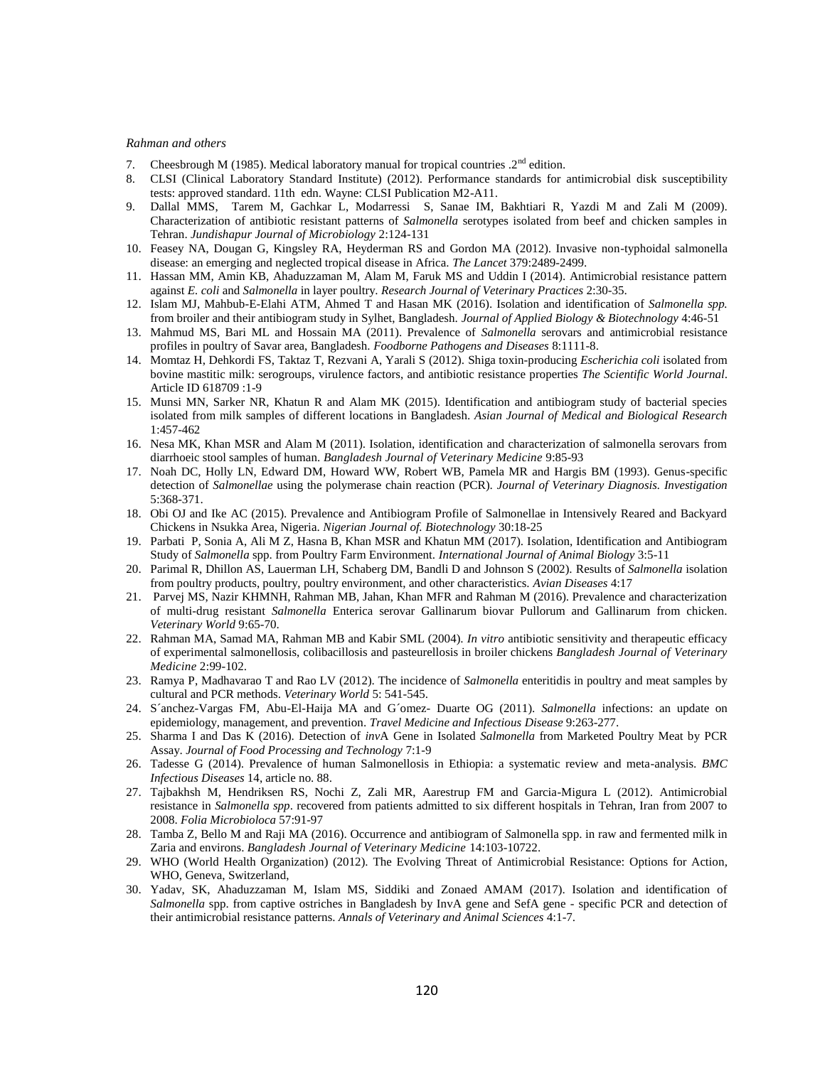7. Cheesbrough M (1985). Medical laboratory manual for tropical countries .2nd edition.
8. CLSI (Clinical Laboratory Standard Institute) (2012). Performance standards for antimicrobial disk susceptibility tests: approved standard. 11th edn. Wayne: CLSI Publication M2-A11.
9. Dallal MMS, Tarem M, Gachkar L, Modarressi S, Sanae IM, Bakhtiari R, Yazdi M and Zali M (2009). Characterization of antibiotic resistant patterns of *Salmonella* serotypes isolated from beef and chicken samples in Tehran. *Jundishapur Journal of Microbiology* 2:124-131
10. Feasey NA, Dougan G, Kingsley RA, Heyderman RS and Gordon MA (2012). Invasive non-typhoidal salmonella disease: an emerging and neglected tropical disease in Africa. *The Lancet* 379:2489-2499.
11. Hassan MM, Amin KB, Ahaduzzaman M, Alam M, Faruk MS and Uddin I (2014). Antimicrobial resistance pattern against *E. coli* and *Salmonella* in layer poultry. *Research Journal of Veterinary Practices* 2:30-35.
12. Islam MJ, Mahbub-E-Elahi ATM, Ahmed T and Hasan MK (2016). Isolation and identification of *Salmonella spp.* from broiler and their antibiogram study in Sylhet, Bangladesh. *Journal of Applied Biology & Biotechnology* 4:46-51
13. Mahmud MS, Bari ML and Hossain MA (2011). Prevalence of *Salmonella* serovars and antimicrobial resistance profiles in poultry of Savar area, Bangladesh. *Foodborne Pathogens and Diseases* 8:1111-8.
14. Momtaz H, Dehkordi FS, Taktaz T, Rezvani A, Yarali S (2012). Shiga toxin-producing *Escherichia coli* isolated from bovine mastitic milk: serogroups, virulence factors, and antibiotic resistance properties *The Scientific World Journal*. Article ID 618709 :1-9
15. Munsi MN, Sarker NR, Khatun R and Alam MK (2015). Identification and antibiogram study of bacterial species isolated from milk samples of different locations in Bangladesh. *Asian Journal of Medical and Biological Research* 1:457-462
16. Nesa MK, Khan MSR and Alam M (2011). Isolation, identification and characterization of salmonella serovars from diarrhoeic stool samples of human. *Bangladesh Journal of Veterinary Medicine* 9:85-93
17. Noah DC, Holly LN, Edward DM, Howard WW, Robert WB, Pamela MR and Hargis BM (1993). Genus-specific detection of *Salmonellae* using the polymerase chain reaction (PCR). *Journal of Veterinary Diagnosis. Investigation* 5:368-371.
18. Obi OJ and Ike AC (2015). Prevalence and Antibiogram Profile of Salmonellae in Intensively Reared and Backyard Chickens in Nsukka Area, Nigeria. *Nigerian Journal of. Biotechnology* 30:18-25
19. Parbati P, Sonia A, Ali M Z, Hasna B, Khan MSR and Khatun MM (2017). Isolation, Identification and Antibiogram Study of *Salmonella* spp. from Poultry Farm Environment. *International Journal of Animal Biology* 3:5-11
20. Parimal R, Dhillon AS, Lauerman LH, Schaberg DM, Bandli D and Johnson S (2002). Results of *Salmonella* isolation from poultry products, poultry, poultry environment, and other characteristics. *Avian Diseases* 4:17
21. Parvej MS, Nazir KHMNH, Rahman MB, Jahan, Khan MFR and Rahman M (2016). Prevalence and characterization of multi-drug resistant *Salmonella* Enterica serovar Gallinarum biovar Pullorum and Gallinarum from chicken. *Veterinary World* 9:65-70.
22. Rahman MA, Samad MA, Rahman MB and Kabir SML (2004). *In vitro* antibiotic sensitivity and therapeutic efficacy of experimental salmonellosis, colibacillosis and pasteurellosis in broiler chickens *Bangladesh Journal of Veterinary Medicine* 2:99-102.
23. Ramya P, Madhavarao T and Rao LV (2012). The incidence of *Salmonella* enteritidis in poultry and meat samples by cultural and PCR methods. *Veterinary World* 5: 541-545.
24. S´anchez-Vargas FM, Abu-El-Haija MA and G´omez- Duarte OG (2011). *Salmonella* infections: an update on epidemiology, management, and prevention. *Travel Medicine and Infectious Disease* 9:263-277.
25. Sharma I and Das K (2016). Detection of *inv*A Gene in Isolated *Salmonella* from Marketed Poultry Meat by PCR Assay. *Journal of Food Processing and Technology* 7:1-9
26. Tadesse G (2014). Prevalence of human Salmonellosis in Ethiopia: a systematic review and meta-analysis. *BMC Infectious Diseases* 14, article no. 88.
27. Tajbakhsh M, Hendriksen RS, Nochi Z, Zali MR, Aarestrup FM and Garcia-Migura L (2012). Antimicrobial resistance in *Salmonella spp*. recovered from patients admitted to six different hospitals in Tehran, Iran from 2007 to 2008. *Folia Microbioloca* 57:91-97
28. Tamba Z, Bello M and Raji MA (2016). Occurrence and antibiogram of *S*almonella spp. in raw and fermented milk in Zaria and environs. *Bangladesh Journal of Veterinary Medicine* 14:103-10722.
29. WHO (World Health Organization) (2012). The Evolving Threat of Antimicrobial Resistance: Options for Action, WHO, Geneva, Switzerland,
30. Yadav, SK, Ahaduzzaman M, Islam MS, Siddiki and Zonaed AMAM (2017). Isolation and identification of *Salmonella* spp. from captive ostriches in Bangladesh by InvA gene and SefA gene - specific PCR and detection of their antimicrobial resistance patterns. *Annals of Veterinary and Animal Sciences* 4:1-7.